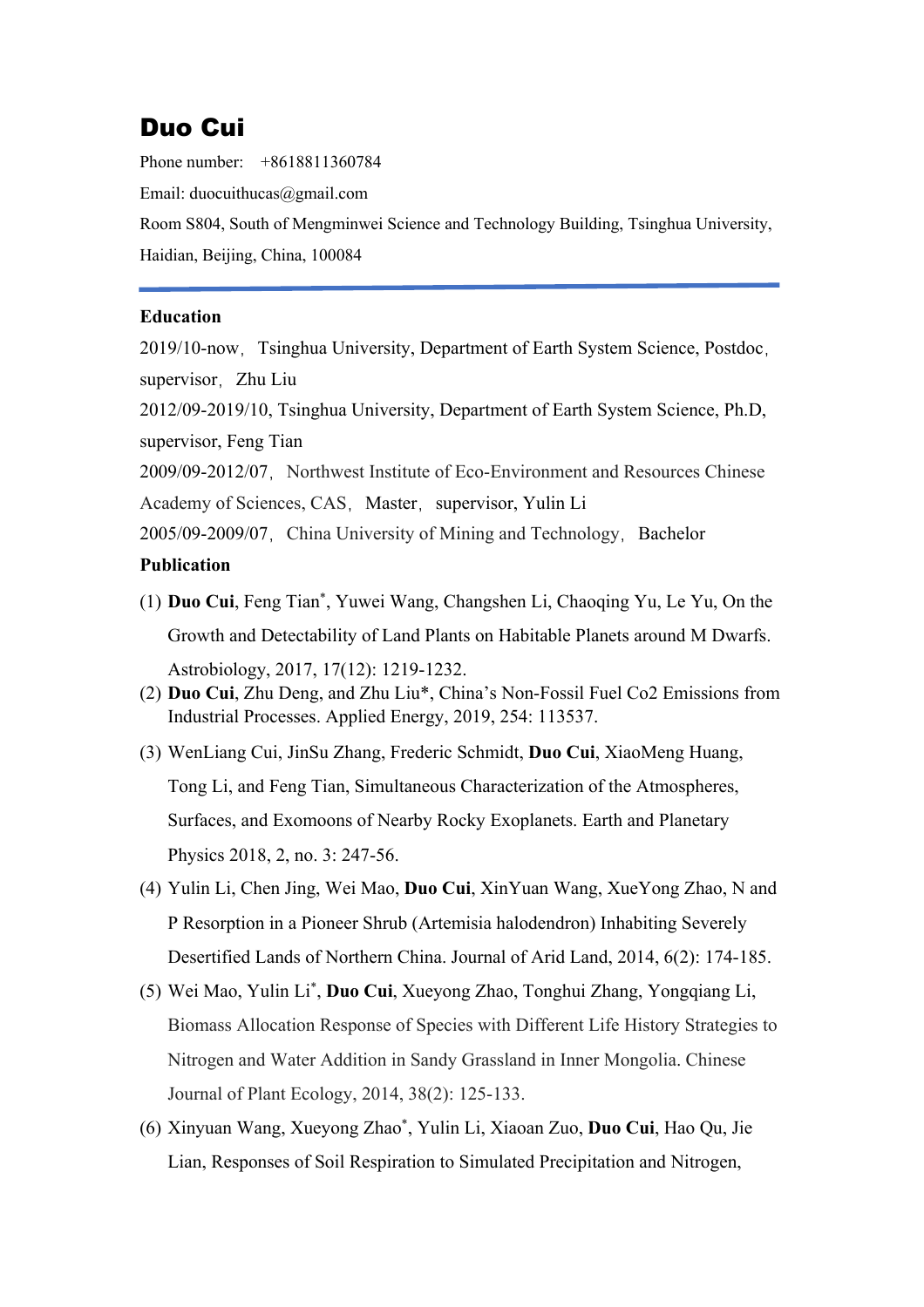# Duo Cui

Phone number: +8618811360784

Email: duocuithucas@gmail.com

Room S804, South of Mengminwei Science and Technology Building, Tsinghua University, Haidian, Beijing, China, 100084

---

**Education**

2019/10-now，Tsinghua University, Department of Earth System Science, Postdoc，supervisor，Zhu Liu

2012/09-2019/10, Tsinghua University, Department of Earth System Science, Ph.D, supervisor, Feng Tian

2009/09-2012/07，Northwest Institute of Eco-Environment and Resources Chinese Academy of Sciences, CAS，Master，supervisor, Yulin Li

2005/09-2009/07，China University of Mining and Technology，Bachelor

**Publication**

(1) **Duo Cui**, Feng Tian*, Yuwei Wang, Changshen Li, Chaoqing Yu, Le Yu, On the Growth and Detectability of Land Plants on Habitable Planets around M Dwarfs. Astrobiology, 2017, 17(12): 1219-1232.

(2) **Duo Cui**, Zhu Deng, and Zhu Liu*, China's Non-Fossil Fuel Co2 Emissions from Industrial Processes. Applied Energy, 2019, 254: 113537.

(3) WenLiang Cui, JinSu Zhang, Frederic Schmidt, **Duo Cui**, XiaoMeng Huang, Tong Li, and Feng Tian, Simultaneous Characterization of the Atmospheres, Surfaces, and Exomoons of Nearby Rocky Exoplanets. Earth and Planetary Physics 2018, 2, no. 3: 247-56.

(4) Yulin Li, Chen Jing, Wei Mao, **Duo Cui**, XinYuan Wang, XueYong Zhao, N and P Resorption in a Pioneer Shrub (Artemisia halodendron) Inhabiting Severely Desertified Lands of Northern China. Journal of Arid Land, 2014, 6(2): 174-185.

(5) Wei Mao, Yulin Li*, **Duo Cui**, Xueyong Zhao, Tonghui Zhang, Yongqiang Li, Biomass Allocation Response of Species with Different Life History Strategies to Nitrogen and Water Addition in Sandy Grassland in Inner Mongolia. Chinese Journal of Plant Ecology, 2014, 38(2): 125-133.

(6) Xinyuan Wang, Xueyong Zhao*, Yulin Li, Xiaoan Zuo, **Duo Cui**, Hao Qu, Jie Lian, Responses of Soil Respiration to Simulated Precipitation and Nitrogen,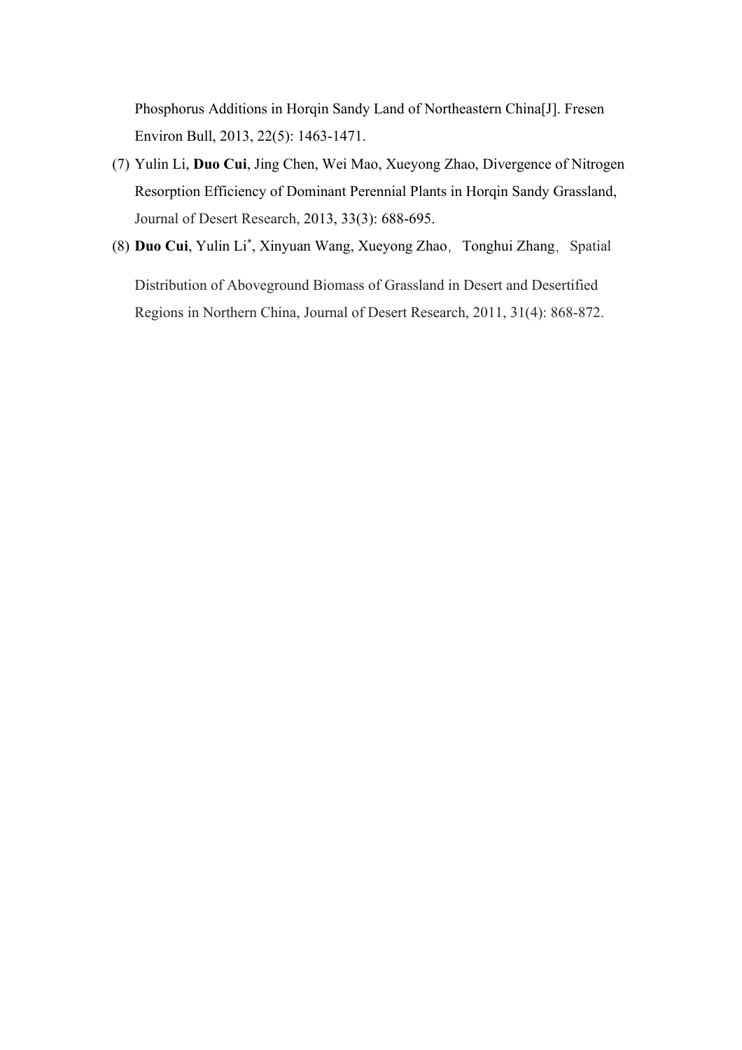Phosphorus Additions in Horqin Sandy Land of Northeastern China[J]. Fresen Environ Bull, 2013, 22(5): 1463-1471.

(7) Yulin Li, **Duo Cui**, Jing Chen, Wei Mao, Xueyong Zhao, Divergence of Nitrogen Resorption Efficiency of Dominant Perennial Plants in Horqin Sandy Grassland, Journal of Desert Research, 2013, 33(3): 688-695.

(8) **Duo Cui**, Yulin Li*, Xinyuan Wang, Xueyong Zhao，Tonghui Zhang，Spatial Distribution of Aboveground Biomass of Grassland in Desert and Desertified Regions in Northern China, Journal of Desert Research, 2011, 31(4): 868-872.